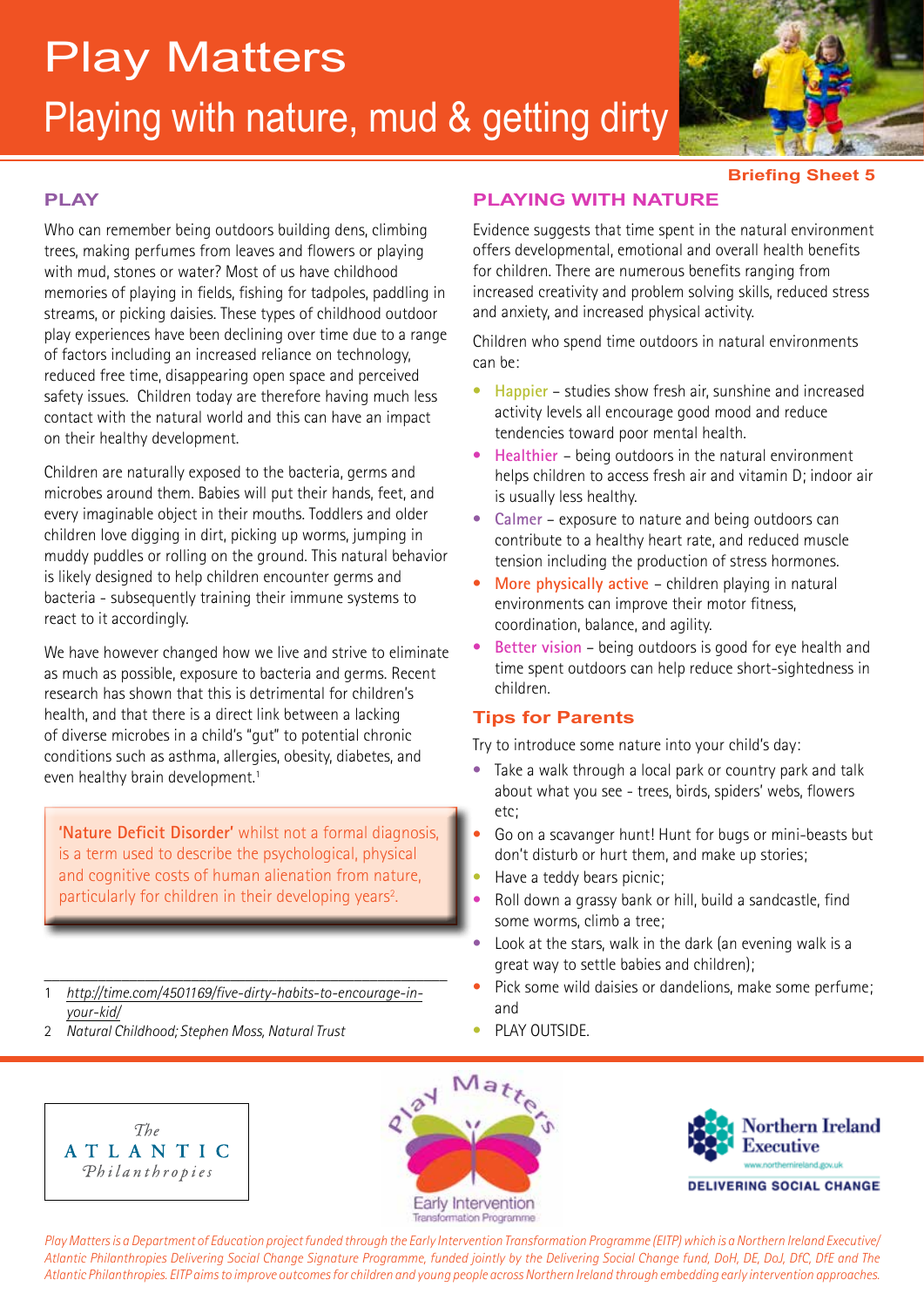# Play Matters

## Playing with nature, mud & getting dirty

**Briefing Sheet 5**

## PLAY

Who can remember being outdoors building dens, climbing trees, making perfumes from leaves and flowers or playing with mud, stones or water? Most of us have childhood memories of playing in fields, fishing for tadpoles, paddling in streams, or picking daisies. These types of childhood outdoor play experiences have been declining over time due to a range of factors including an increased reliance on technology, reduced free time, disappearing open space and perceived safety issues. Children today are therefore having much less contact with the natural world and this can have an impact on their healthy development.

Children are naturally exposed to the bacteria, germs and microbes around them. Babies will put their hands, feet, and every imaginable object in their mouths. Toddlers and older children love digging in dirt, picking up worms, jumping in muddy puddles or rolling on the ground. This natural behavior is likely designed to help children encounter germs and bacteria - subsequently training their immune systems to react to it accordingly.

We have however changed how we live and strive to eliminate as much as possible, exposure to bacteria and germs. Recent research has shown that this is detrimental for children's health, and that there is a direct link between a lacking of diverse microbes in a child's "gut" to potential chronic conditions such as asthma, allergies, obesity, diabetes, and even healthy brain development.[1]

> **'Nature Deficit Disorder'** whilst not a formal diagnosis, is a term used to describe the psychological, physical and cognitive costs of human alienation from nature, particularly for children in their developing years[2].

## PLAYING WITH NATURE

Evidence suggests that time spent in the natural environment offers developmental, emotional and overall health benefits for children. There are numerous benefits ranging from increased creativity and problem solving skills, reduced stress and anxiety, and increased physical activity.

Children who spend time outdoors in natural environments can be:

- **Happier** – studies show fresh air, sunshine and increased activity levels all encourage good mood and reduce tendencies toward poor mental health.
- **Healthier** – being outdoors in the natural environment helps children to access fresh air and vitamin D; indoor air is usually less healthy.
- **Calmer** – exposure to nature and being outdoors can contribute to a healthy heart rate, and reduced muscle tension including the production of stress hormones.
- **More physically active** – children playing in natural environments can improve their motor fitness, coordination, balance, and agility.
- **Better vision** – being outdoors is good for eye health and time spent outdoors can help reduce short-sightedness in children.

### Tips for Parents

Try to introduce some nature into your child's day:

- Take a walk through a local park or country park and talk about what you see - trees, birds, spiders' webs, flowers etc;
- Go on a scavanger hunt! Hunt for bugs or mini-beasts but don't disturb or hurt them, and make up stories;
- Have a teddy bears picnic;
- Roll down a grassy bank or hill, build a sandcastle, find some worms, climb a tree;
- Look at the stars, walk in the dark (an evening walk is a great way to settle babies and children);
- Pick some wild daisies or dandelions, make some perfume; and
- PLAY OUTSIDE.

---

1. *http://time.com/4501169/five-dirty-habits-to-encourage-in-your-kid/*
2. *Natural Childhood; Stephen Moss, Natural Trust*

*Play Matters is a Department of Education project funded through the Early Intervention Transformation Programme (EITP) which is a Northern Ireland Executive/ Atlantic Philanthropies Delivering Social Change Signature Programme, funded jointly by the Delivering Social Change fund, DoH, DE, DoJ, DfC, DfE and The Atlantic Philanthropies. EITP aims to improve outcomes for children and young people across Northern Ireland through embedding early intervention approaches.*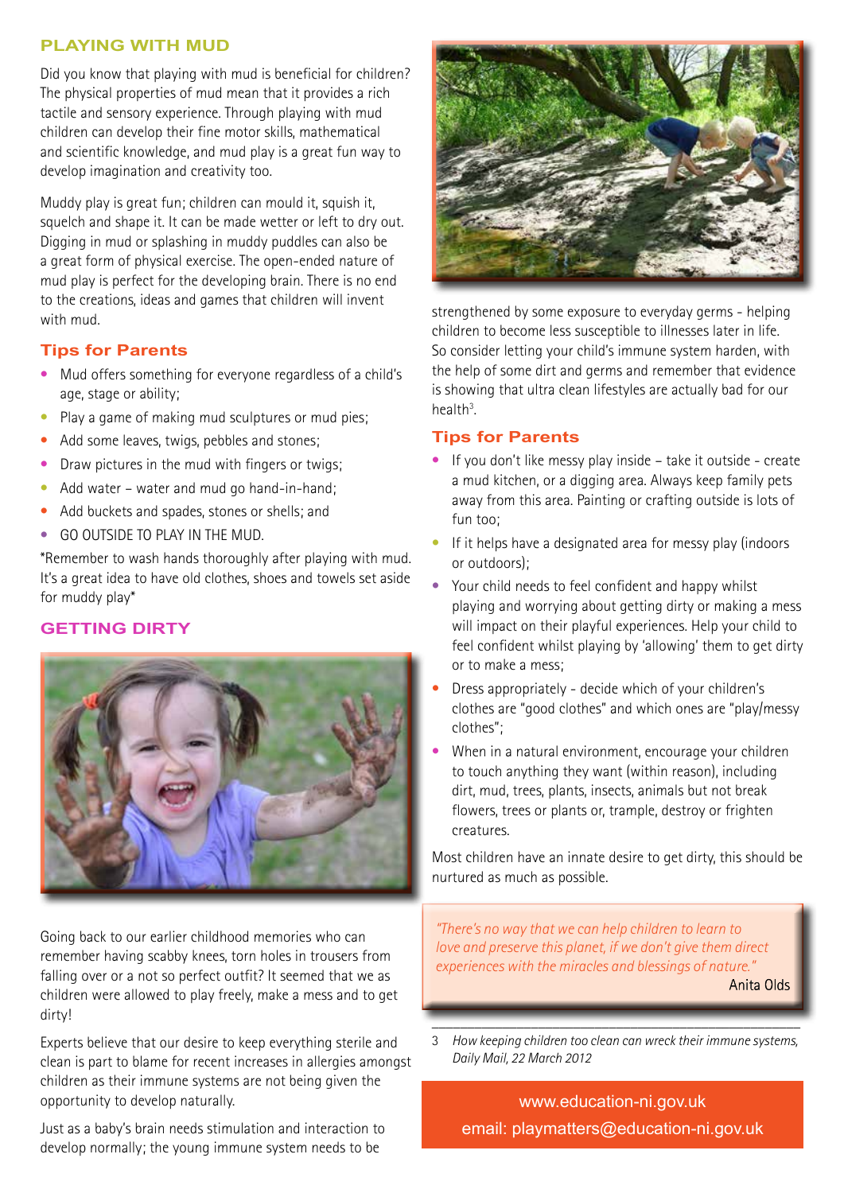## PLAYING WITH MUD

Did you know that playing with mud is beneficial for children? The physical properties of mud mean that it provides a rich tactile and sensory experience. Through playing with mud children can develop their fine motor skills, mathematical and scientific knowledge, and mud play is a great fun way to develop imagination and creativity too.

Muddy play is great fun; children can mould it, squish it, squelch and shape it. It can be made wetter or left to dry out. Digging in mud or splashing in muddy puddles can also be a great form of physical exercise. The open-ended nature of mud play is perfect for the developing brain. There is no end to the creations, ideas and games that children will invent with mud.

### Tips for Parents

- Mud offers something for everyone regardless of a child's age, stage or ability;
- Play a game of making mud sculptures or mud pies;
- Add some leaves, twigs, pebbles and stones;
- Draw pictures in the mud with fingers or twigs;
- Add water – water and mud go hand-in-hand;
- Add buckets and spades, stones or shells; and
- GO OUTSIDE TO PLAY IN THE MUD.

*Remember to wash hands thoroughly after playing with mud. It's a great idea to have old clothes, shoes and towels set aside for muddy play*

## GETTING DIRTY

Going back to our earlier childhood memories who can remember having scabby knees, torn holes in trousers from falling over or a not so perfect outfit? It seemed that we as children were allowed to play freely, make a mess and to get dirty!

Experts believe that our desire to keep everything sterile and clean is part to blame for recent increases in allergies amongst children as their immune systems are not being given the opportunity to develop naturally.

Just as a baby's brain needs stimulation and interaction to develop normally; the young immune system needs to be strengthened by some exposure to everyday germs - helping children to become less susceptible to illnesses later in life. So consider letting your child's immune system harden, with the help of some dirt and germs and remember that evidence is showing that ultra clean lifestyles are actually bad for our health[3].

### Tips for Parents

- If you don't like messy play inside – take it outside - create a mud kitchen, or a digging area. Always keep family pets away from this area. Painting or crafting outside is lots of fun too;
- If it helps have a designated area for messy play (indoors or outdoors);
- Your child needs to feel confident and happy whilst playing and worrying about getting dirty or making a mess will impact on their playful experiences. Help your child to feel confident whilst playing by 'allowing' them to get dirty or to make a mess;
- Dress appropriately - decide which of your children's clothes are "good clothes" and which ones are "play/messy clothes";
- When in a natural environment, encourage your children to touch anything they want (within reason), including dirt, mud, trees, plants, insects, animals but not break flowers, trees or plants or, trample, destroy or frighten creatures.

Most children have an innate desire to get dirty, this should be nurtured as much as possible.

> *"There's no way that we can help children to learn to love and preserve this planet, if we don't give them direct experiences with the miracles and blessings of nature."*
>
> Anita Olds

3 *How keeping children too clean can wreck their immune systems, Daily Mail, 22 March 2012*

www.education-ni.gov.uk
email: playmatters@education-ni.gov.uk